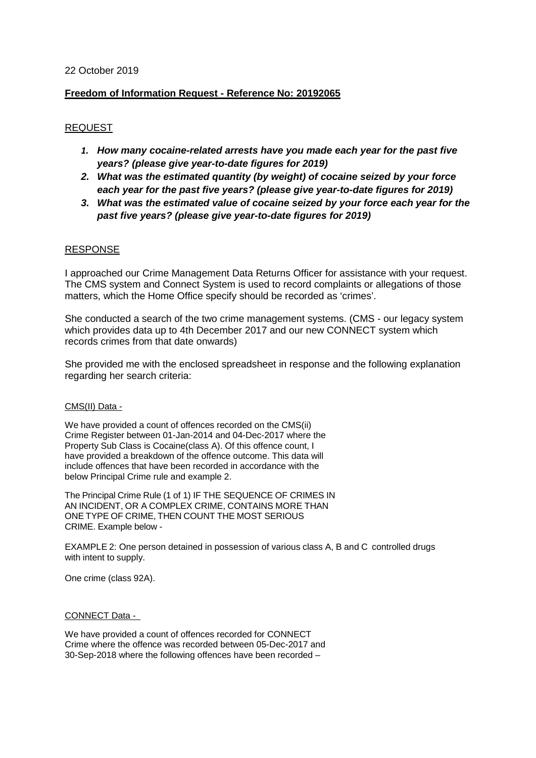22 October 2019

**Freedom of Information Request - Reference No: 20192065**

REQUEST

1. ***How many cocaine-related arrests have you made each year for the past five years? (please give year-to-date figures for 2019)***
2. ***What was the estimated quantity (by weight) of cocaine seized by your force each year for the past five years? (please give year-to-date figures for 2019)***
3. ***What was the estimated value of cocaine seized by your force each year for the past five years? (please give year-to-date figures for 2019)***

RESPONSE

I approached our Crime Management Data Returns Officer for assistance with your request. The CMS system and Connect System is used to record complaints or allegations of those matters, which the Home Office specify should be recorded as 'crimes'.

She conducted a search of the two crime management systems. (CMS - our legacy system which provides data up to 4th December 2017 and our new CONNECT system which records crimes from that date onwards)

She provided me with the enclosed spreadsheet in response and the following explanation regarding her search criteria:

CMS(II) Data -

We have provided a count of offences recorded on the CMS(ii) Crime Register between 01-Jan-2014 and 04-Dec-2017 where the Property Sub Class is Cocaine(class A). Of this offence count, I have provided a breakdown of the offence outcome. This data will include offences that have been recorded in accordance with the below Principal Crime rule and example 2.

The Principal Crime Rule (1 of 1) IF THE SEQUENCE OF CRIMES IN AN INCIDENT, OR A COMPLEX CRIME, CONTAINS MORE THAN ONE TYPE OF CRIME, THEN COUNT THE MOST SERIOUS CRIME. Example below -

EXAMPLE 2: One person detained in possession of various class A, B and C controlled drugs with intent to supply.

One crime (class 92A).

CONNECT Data -

We have provided a count of offences recorded for CONNECT Crime where the offence was recorded between 05-Dec-2017 and 30-Sep-2018 where the following offences have been recorded –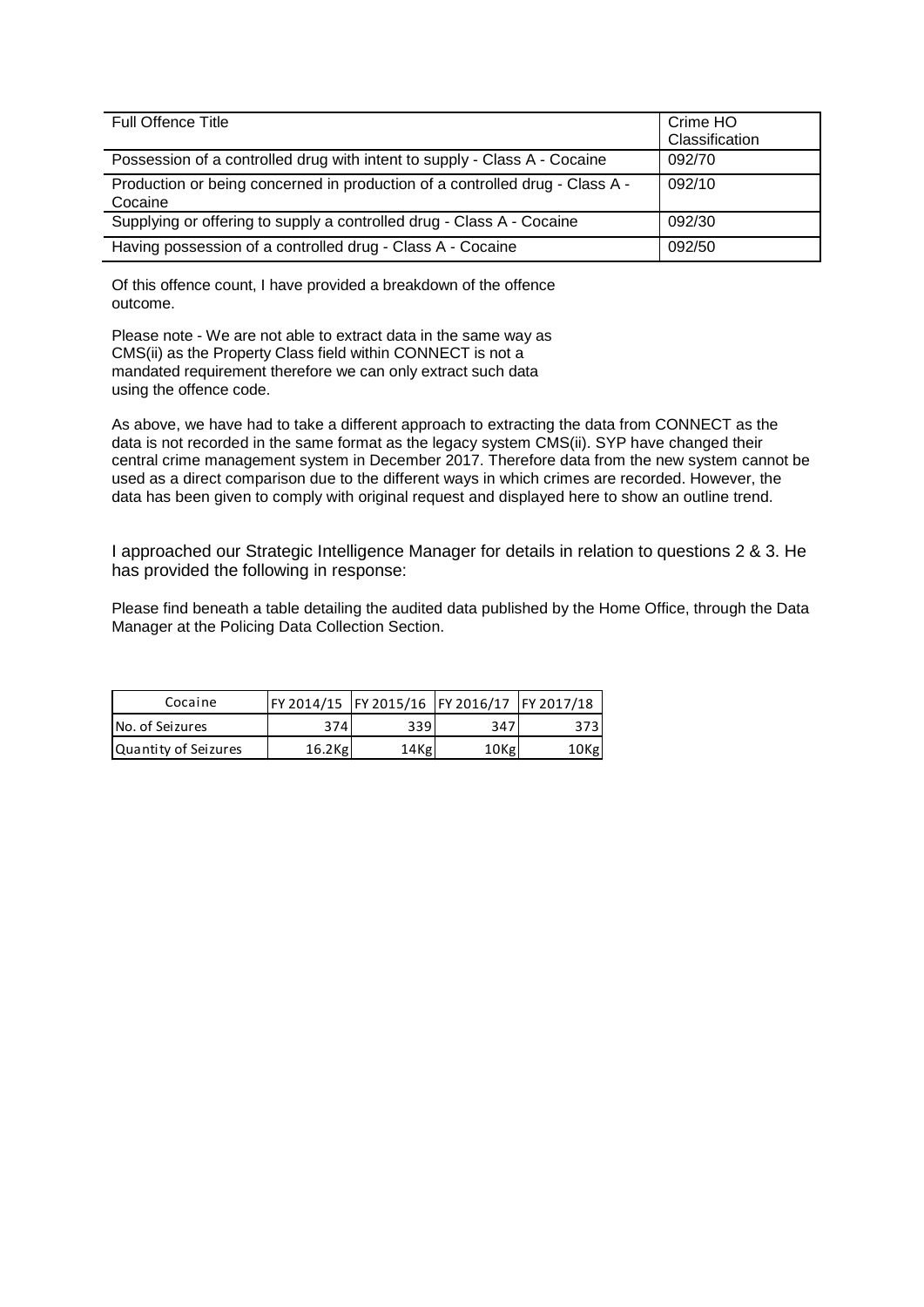| Full Offence Title | Crime HO Classification |
|---|---|
| Possession of a controlled drug with intent to supply - Class A - Cocaine | 092/70 |
| Production or being concerned in production of a controlled drug - Class A - Cocaine | 092/10 |
| Supplying or offering to supply a controlled drug - Class A - Cocaine | 092/30 |
| Having possession of a controlled drug - Class A - Cocaine | 092/50 |

Of this offence count, I have provided a breakdown of the offence outcome.

Please note - We are not able to extract data in the same way as CMS(ii) as the Property Class field within CONNECT is not a mandated requirement therefore we can only extract such data using the offence code.

As above, we have had to take a different approach to extracting the data from CONNECT as the data is not recorded in the same format as the legacy system CMS(ii). SYP have changed their central crime management system in December 2017. Therefore data from the new system cannot be used as a direct comparison due to the different ways in which crimes are recorded. However, the data has been given to comply with original request and displayed here to show an outline trend.

I approached our Strategic Intelligence Manager for details in relation to questions 2 & 3. He has provided the following in response:

Please find beneath a table detailing the audited data published by the Home Office, through the Data Manager at the Policing Data Collection Section.

| Cocaine | FY 2014/15 | FY 2015/16 | FY 2016/17 | FY 2017/18 |
|---|---|---|---|---|
| No. of Seizures | 374 | 339 | 347 | 373 |
| Quantity of Seizures | 16.2Kg | 14Kg | 10Kg | 10Kg |